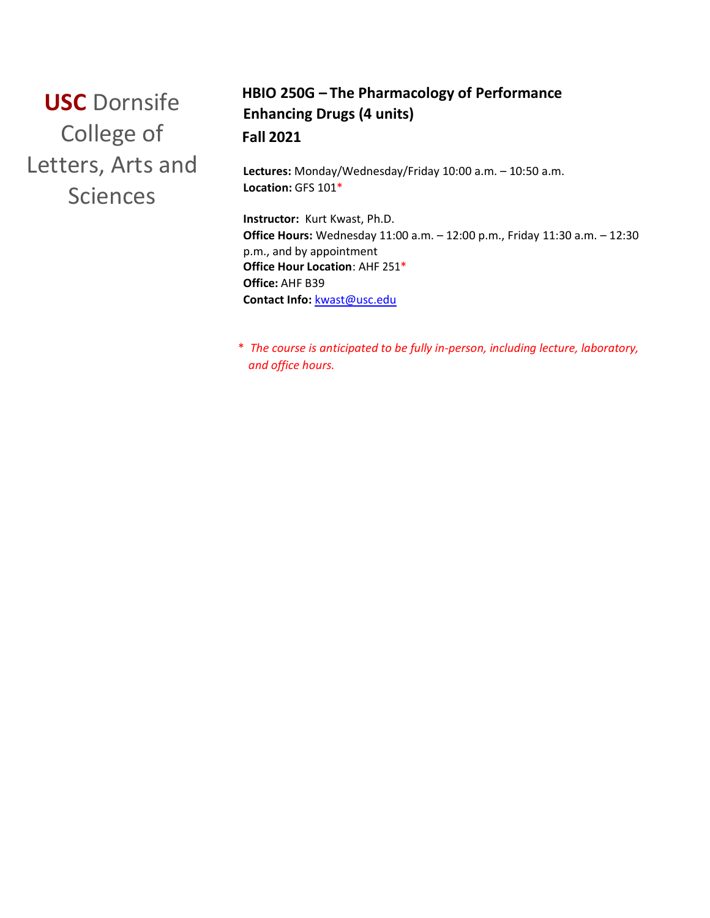**USC** Dornsife College of Letters, Arts and Sciences

# HBIO 250G – The Pharmacology of Performance Enhancing Drugs (4 units)

## Fall 2021

**Lectures:** Monday/Wednesday/Friday 10:00 a.m. – 10:50 a.m.
**Location:** GFS 101*

**Instructor:** Kurt Kwast, Ph.D.
**Office Hours:** Wednesday 11:00 a.m. – 12:00 p.m., Friday 11:30 a.m. – 12:30 p.m., and by appointment
**Office Hour Location**: AHF 251*
**Office:** AHF B39
**Contact Info:** kwast@usc.edu

\* *The course is anticipated to be fully in-person, including lecture, laboratory, and office hours.*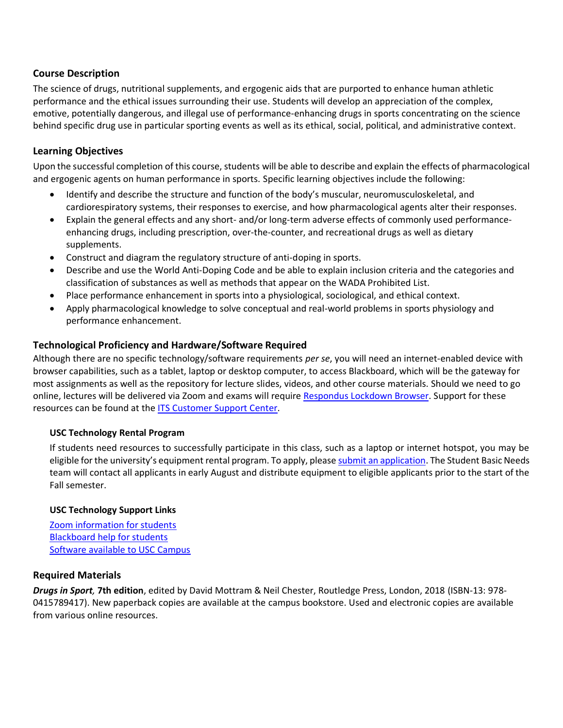## Course Description

The science of drugs, nutritional supplements, and ergogenic aids that are purported to enhance human athletic performance and the ethical issues surrounding their use. Students will develop an appreciation of the complex, emotive, potentially dangerous, and illegal use of performance-enhancing drugs in sports concentrating on the science behind specific drug use in particular sporting events as well as its ethical, social, political, and administrative context.

## Learning Objectives

Upon the successful completion of this course, students will be able to describe and explain the effects of pharmacological and ergogenic agents on human performance in sports. Specific learning objectives include the following:

- Identify and describe the structure and function of the body's muscular, neuromusculoskeletal, and cardiorespiratory systems, their responses to exercise, and how pharmacological agents alter their responses.
- Explain the general effects and any short- and/or long-term adverse effects of commonly used performance-enhancing drugs, including prescription, over-the-counter, and recreational drugs as well as dietary supplements.
- Construct and diagram the regulatory structure of anti-doping in sports.
- Describe and use the World Anti-Doping Code and be able to explain inclusion criteria and the categories and classification of substances as well as methods that appear on the WADA Prohibited List.
- Place performance enhancement in sports into a physiological, sociological, and ethical context.
- Apply pharmacological knowledge to solve conceptual and real-world problems in sports physiology and performance enhancement.

## Technological Proficiency and Hardware/Software Required

Although there are no specific technology/software requirements *per se*, you will need an internet-enabled device with browser capabilities, such as a tablet, laptop or desktop computer, to access Blackboard, which will be the gateway for most assignments as well as the repository for lecture slides, videos, and other course materials. Should we need to go online, lectures will be delivered via Zoom and exams will require Respondus Lockdown Browser. Support for these resources can be found at the ITS Customer Support Center.

### USC Technology Rental Program

If students need resources to successfully participate in this class, such as a laptop or internet hotspot, you may be eligible for the university's equipment rental program. To apply, please submit an application. The Student Basic Needs team will contact all applicants in early August and distribute equipment to eligible applicants prior to the start of the Fall semester.

### USC Technology Support Links

Zoom information for students
Blackboard help for students
Software available to USC Campus

## Required Materials

***Drugs in Sport,* 7th edition**, edited by David Mottram & Neil Chester, Routledge Press, London, 2018 (ISBN-13: 978-0415789417). New paperback copies are available at the campus bookstore. Used and electronic copies are available from various online resources.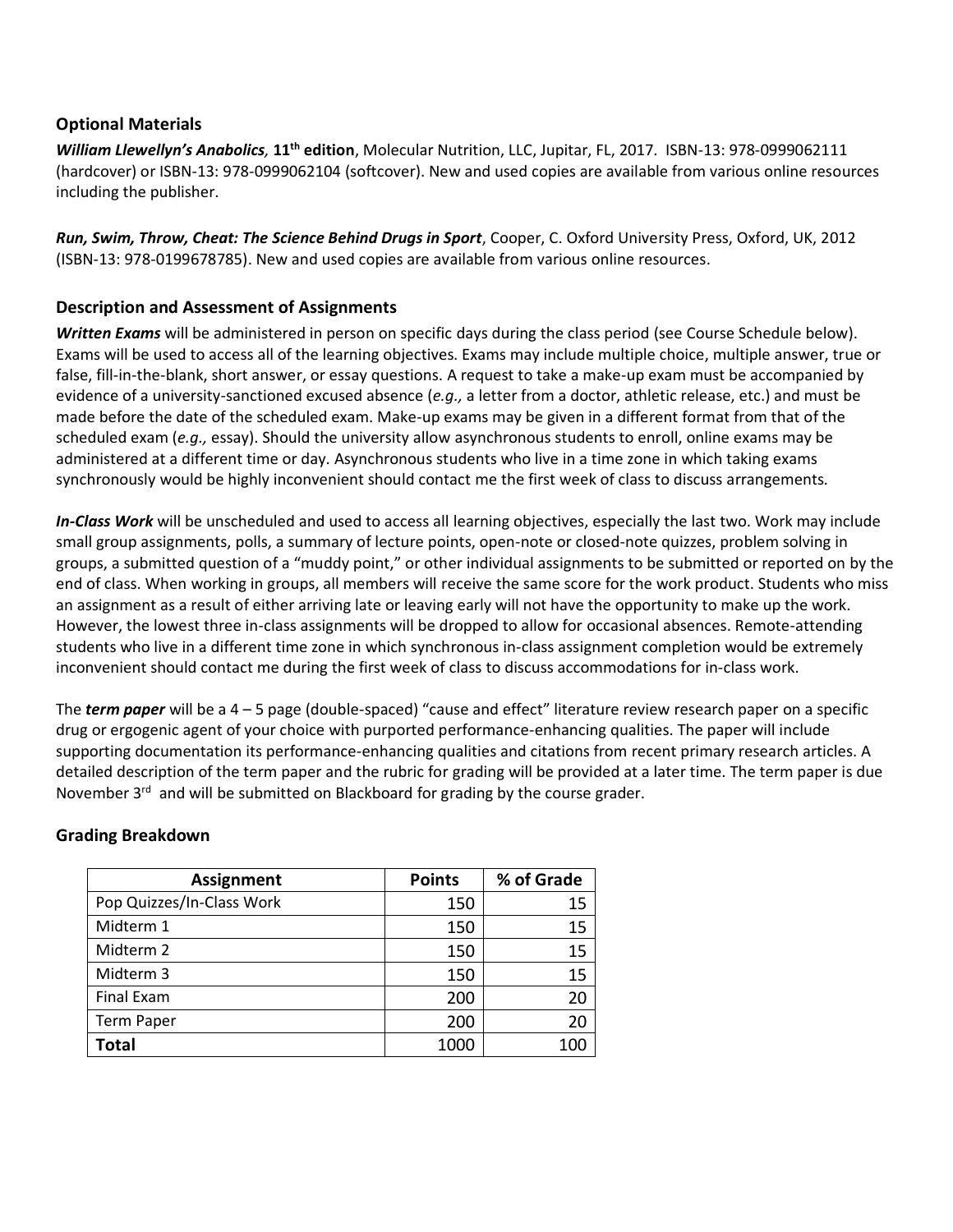## Optional Materials

***William Llewellyn's Anabolics,*** **11th edition**, Molecular Nutrition, LLC, Jupitar, FL, 2017. ISBN-13: 978-0999062111 (hardcover) or ISBN-13: 978-0999062104 (softcover). New and used copies are available from various online resources including the publisher.

***Run, Swim, Throw, Cheat: The Science Behind Drugs in Sport***, Cooper, C. Oxford University Press, Oxford, UK, 2012 (ISBN-13: 978-0199678785). New and used copies are available from various online resources.

## Description and Assessment of Assignments

***Written Exams*** will be administered in person on specific days during the class period (see Course Schedule below). Exams will be used to access all of the learning objectives. Exams may include multiple choice, multiple answer, true or false, fill-in-the-blank, short answer, or essay questions. A request to take a make-up exam must be accompanied by evidence of a university-sanctioned excused absence (*e.g.,* a letter from a doctor, athletic release, etc.) and must be made before the date of the scheduled exam. Make-up exams may be given in a different format from that of the scheduled exam (*e.g.,* essay). Should the university allow asynchronous students to enroll, online exams may be administered at a different time or day. Asynchronous students who live in a time zone in which taking exams synchronously would be highly inconvenient should contact me the first week of class to discuss arrangements.

***In-Class Work*** will be unscheduled and used to access all learning objectives, especially the last two. Work may include small group assignments, polls, a summary of lecture points, open-note or closed-note quizzes, problem solving in groups, a submitted question of a "muddy point," or other individual assignments to be submitted or reported on by the end of class. When working in groups, all members will receive the same score for the work product. Students who miss an assignment as a result of either arriving late or leaving early will not have the opportunity to make up the work. However, the lowest three in-class assignments will be dropped to allow for occasional absences. Remote-attending students who live in a different time zone in which synchronous in-class assignment completion would be extremely inconvenient should contact me during the first week of class to discuss accommodations for in-class work.

The ***term paper*** will be a 4 – 5 page (double-spaced) "cause and effect" literature review research paper on a specific drug or ergogenic agent of your choice with purported performance-enhancing qualities. The paper will include supporting documentation its performance-enhancing qualities and citations from recent primary research articles. A detailed description of the term paper and the rubric for grading will be provided at a later time. The term paper is due November 3rd and will be submitted on Blackboard for grading by the course grader.

## Grading Breakdown

| Assignment | Points | % of Grade |
|---|---|---|
| Pop Quizzes/In-Class Work | 150 | 15 |
| Midterm 1 | 150 | 15 |
| Midterm 2 | 150 | 15 |
| Midterm 3 | 150 | 15 |
| Final Exam | 200 | 20 |
| Term Paper | 200 | 20 |
| **Total** | 1000 | 100 |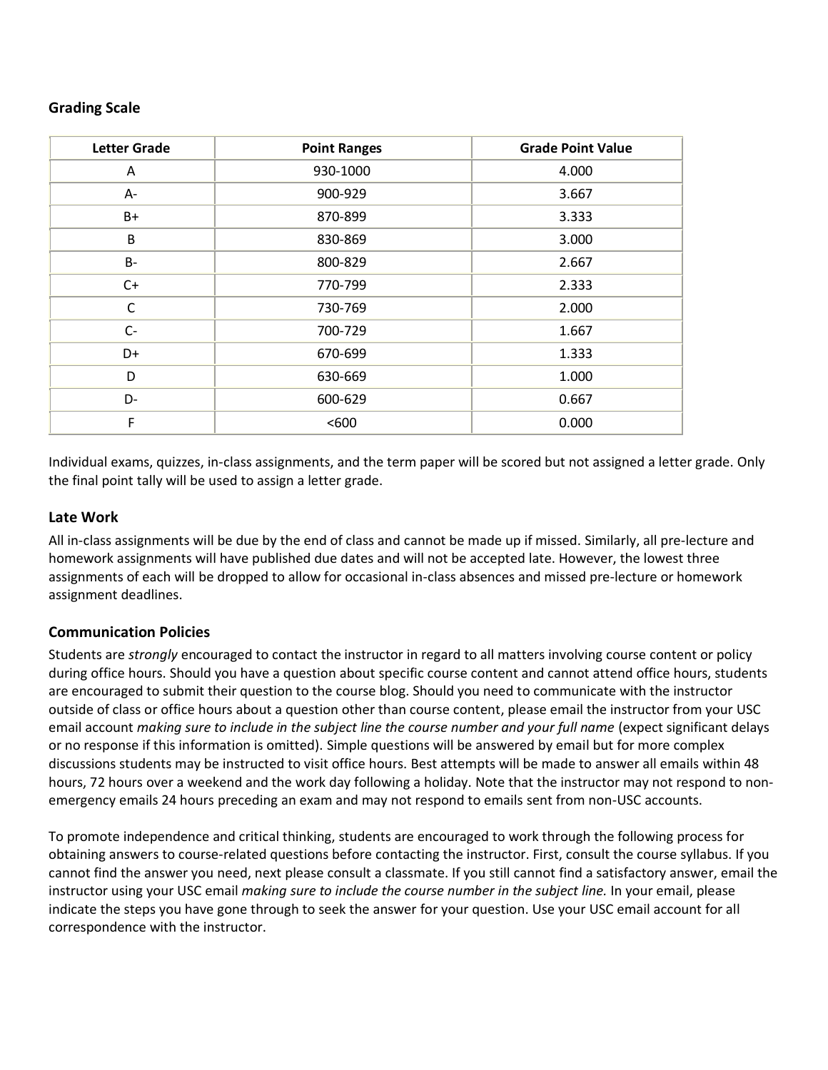### Grading Scale

| Letter Grade | Point Ranges | Grade Point Value |
|---|---|---|
| A | 930-1000 | 4.000 |
| A- | 900-929 | 3.667 |
| B+ | 870-899 | 3.333 |
| B | 830-869 | 3.000 |
| B- | 800-829 | 2.667 |
| C+ | 770-799 | 2.333 |
| C | 730-769 | 2.000 |
| C- | 700-729 | 1.667 |
| D+ | 670-699 | 1.333 |
| D | 630-669 | 1.000 |
| D- | 600-629 | 0.667 |
| F | <600 | 0.000 |

Individual exams, quizzes, in-class assignments, and the term paper will be scored but not assigned a letter grade. Only the final point tally will be used to assign a letter grade.

## Late Work

All in-class assignments will be due by the end of class and cannot be made up if missed. Similarly, all pre-lecture and homework assignments will have published due dates and will not be accepted late. However, the lowest three assignments of each will be dropped to allow for occasional in-class absences and missed pre-lecture or homework assignment deadlines.

## Communication Policies

Students are *strongly* encouraged to contact the instructor in regard to all matters involving course content or policy during office hours. Should you have a question about specific course content and cannot attend office hours, students are encouraged to submit their question to the course blog. Should you need to communicate with the instructor outside of class or office hours about a question other than course content, please email the instructor from your USC email account *making sure to include in the subject line the course number and your full name* (expect significant delays or no response if this information is omitted). Simple questions will be answered by email but for more complex discussions students may be instructed to visit office hours. Best attempts will be made to answer all emails within 48 hours, 72 hours over a weekend and the work day following a holiday. Note that the instructor may not respond to non-emergency emails 24 hours preceding an exam and may not respond to emails sent from non-USC accounts.

To promote independence and critical thinking, students are encouraged to work through the following process for obtaining answers to course-related questions before contacting the instructor. First, consult the course syllabus. If you cannot find the answer you need, next please consult a classmate. If you still cannot find a satisfactory answer, email the instructor using your USC email *making sure to include the course number in the subject line.* In your email, please indicate the steps you have gone through to seek the answer for your question. Use your USC email account for all correspondence with the instructor.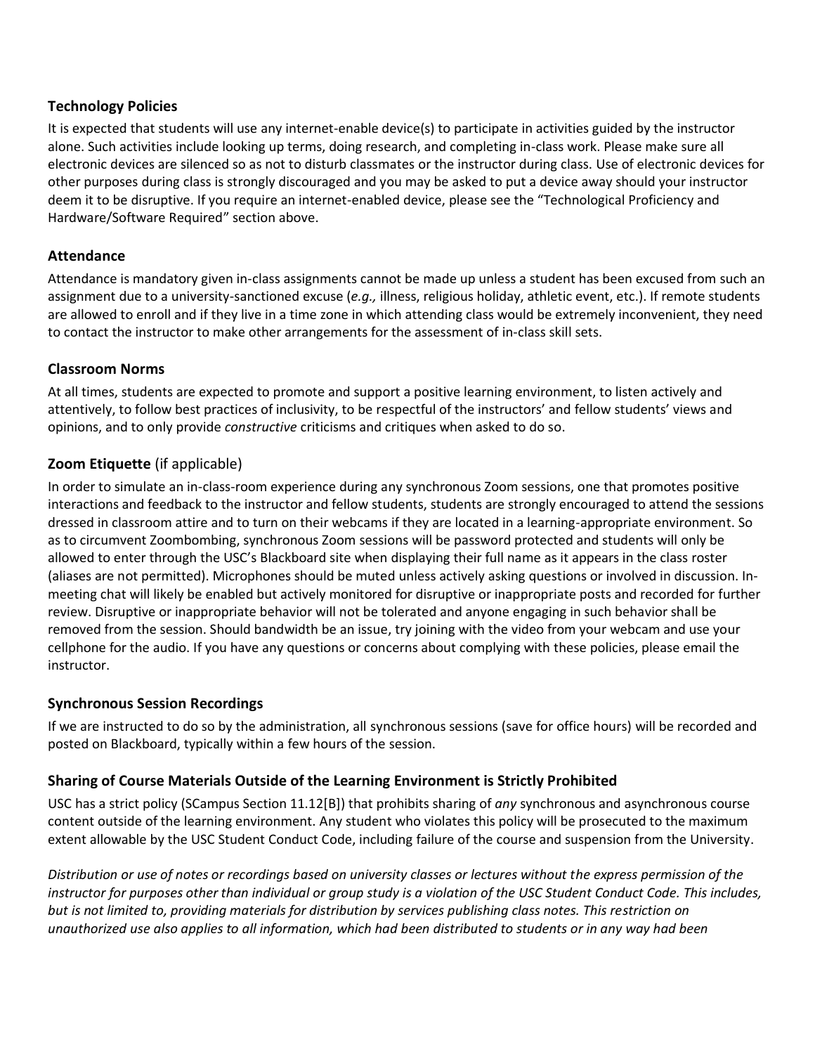### Technology Policies

It is expected that students will use any internet-enable device(s) to participate in activities guided by the instructor alone. Such activities include looking up terms, doing research, and completing in-class work. Please make sure all electronic devices are silenced so as not to disturb classmates or the instructor during class. Use of electronic devices for other purposes during class is strongly discouraged and you may be asked to put a device away should your instructor deem it to be disruptive. If you require an internet-enabled device, please see the "Technological Proficiency and Hardware/Software Required" section above.

### Attendance

Attendance is mandatory given in-class assignments cannot be made up unless a student has been excused from such an assignment due to a university-sanctioned excuse (*e.g.,* illness, religious holiday, athletic event, etc.). If remote students are allowed to enroll and if they live in a time zone in which attending class would be extremely inconvenient, they need to contact the instructor to make other arrangements for the assessment of in-class skill sets.

### Classroom Norms

At all times, students are expected to promote and support a positive learning environment, to listen actively and attentively, to follow best practices of inclusivity, to be respectful of the instructors' and fellow students' views and opinions, and to only provide *constructive* criticisms and critiques when asked to do so.

### Zoom Etiquette (if applicable)

In order to simulate an in-class-room experience during any synchronous Zoom sessions, one that promotes positive interactions and feedback to the instructor and fellow students, students are strongly encouraged to attend the sessions dressed in classroom attire and to turn on their webcams if they are located in a learning-appropriate environment. So as to circumvent Zoombombing, synchronous Zoom sessions will be password protected and students will only be allowed to enter through the USC's Blackboard site when displaying their full name as it appears in the class roster (aliases are not permitted). Microphones should be muted unless actively asking questions or involved in discussion. In-meeting chat will likely be enabled but actively monitored for disruptive or inappropriate posts and recorded for further review. Disruptive or inappropriate behavior will not be tolerated and anyone engaging in such behavior shall be removed from the session. Should bandwidth be an issue, try joining with the video from your webcam and use your cellphone for the audio. If you have any questions or concerns about complying with these policies, please email the instructor.

### Synchronous Session Recordings

If we are instructed to do so by the administration, all synchronous sessions (save for office hours) will be recorded and posted on Blackboard, typically within a few hours of the session.

### Sharing of Course Materials Outside of the Learning Environment is Strictly Prohibited

USC has a strict policy (SCampus Section 11.12[B]) that prohibits sharing of *any* synchronous and asynchronous course content outside of the learning environment. Any student who violates this policy will be prosecuted to the maximum extent allowable by the USC Student Conduct Code, including failure of the course and suspension from the University.

*Distribution or use of notes or recordings based on university classes or lectures without the express permission of the instructor for purposes other than individual or group study is a violation of the USC Student Conduct Code. This includes, but is not limited to, providing materials for distribution by services publishing class notes. This restriction on unauthorized use also applies to all information, which had been distributed to students or in any way had been*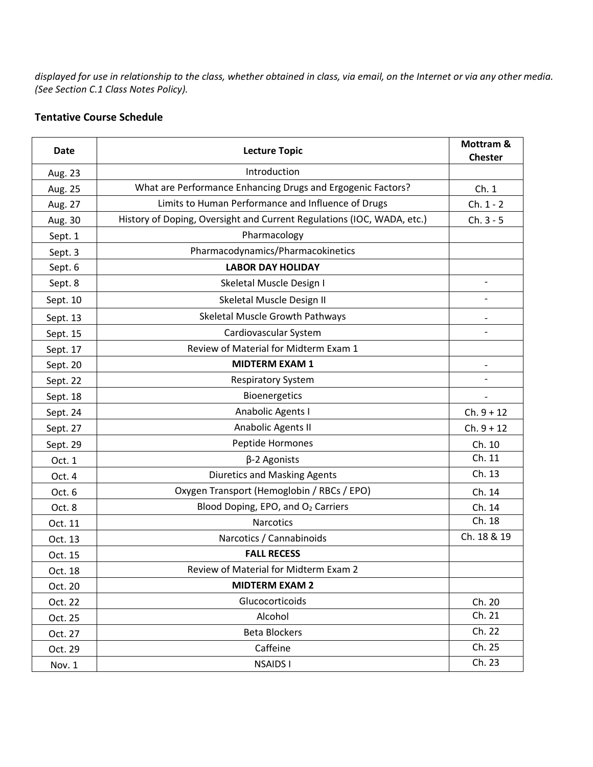*displayed for use in relationship to the class, whether obtained in class, via email, on the Internet or via any other media. (See Section C.1 Class Notes Policy).*

### Tentative Course Schedule

| Date | Lecture Topic | Mottram & Chester |
|---|---|---|
| Aug. 23 | Introduction | |
| Aug. 25 | What are Performance Enhancing Drugs and Ergogenic Factors? | Ch. 1 |
| Aug. 27 | Limits to Human Performance and Influence of Drugs | Ch. 1 - 2 |
| Aug. 30 | History of Doping, Oversight and Current Regulations (IOC, WADA, etc.) | Ch. 3 - 5 |
| Sept. 1 | Pharmacology | |
| Sept. 3 | Pharmacodynamics/Pharmacokinetics | |
| Sept. 6 | **LABOR DAY HOLIDAY** | |
| Sept. 8 | Skeletal Muscle Design I | - |
| Sept. 10 | Skeletal Muscle Design II | - |
| Sept. 13 | Skeletal Muscle Growth Pathways | - |
| Sept. 15 | Cardiovascular System | - |
| Sept. 17 | Review of Material for Midterm Exam 1 | |
| Sept. 20 | **MIDTERM EXAM 1** | - |
| Sept. 22 | Respiratory System | - |
| Sept. 18 | Bioenergetics | - |
| Sept. 24 | Anabolic Agents I | Ch. 9 + 12 |
| Sept. 27 | Anabolic Agents II | Ch. 9 + 12 |
| Sept. 29 | Peptide Hormones | Ch. 10 |
| Oct. 1 | β-2 Agonists | Ch. 11 |
| Oct. 4 | Diuretics and Masking Agents | Ch. 13 |
| Oct. 6 | Oxygen Transport (Hemoglobin / RBCs / EPO) | Ch. 14 |
| Oct. 8 | Blood Doping, EPO, and $O_2$ Carriers | Ch. 14 |
| Oct. 11 | Narcotics | Ch. 18 |
| Oct. 13 | Narcotics / Cannabinoids | Ch. 18 & 19 |
| Oct. 15 | **FALL RECESS** | |
| Oct. 18 | Review of Material for Midterm Exam 2 | |
| Oct. 20 | **MIDTERM EXAM 2** | |
| Oct. 22 | Glucocorticoids | Ch. 20 |
| Oct. 25 | Alcohol | Ch. 21 |
| Oct. 27 | Beta Blockers | Ch. 22 |
| Oct. 29 | Caffeine | Ch. 25 |
| Nov. 1 | NSAIDS I | Ch. 23 |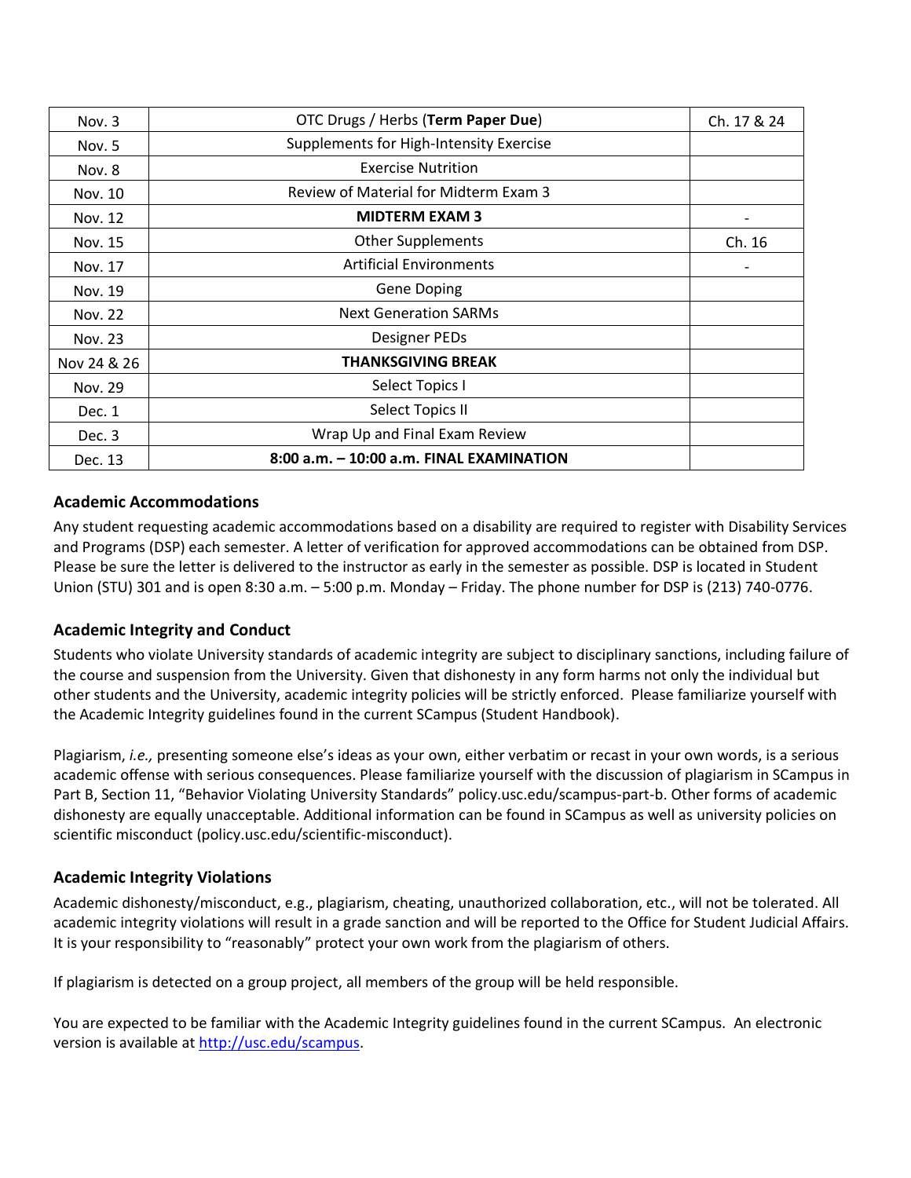| Nov. 3 | OTC Drugs / Herbs (**Term Paper Due**) | Ch. 17 & 24 |
|---|---|---|
| Nov. 5 | Supplements for High-Intensity Exercise | |
| Nov. 8 | Exercise Nutrition | |
| Nov. 10 | Review of Material for Midterm Exam 3 | |
| Nov. 12 | **MIDTERM EXAM 3** | - |
| Nov. 15 | Other Supplements | Ch. 16 |
| Nov. 17 | Artificial Environments | - |
| Nov. 19 | Gene Doping | |
| Nov. 22 | Next Generation SARMs | |
| Nov. 23 | Designer PEDs | |
| Nov 24 & 26 | **THANKSGIVING BREAK** | |
| Nov. 29 | Select Topics I | |
| Dec. 1 | Select Topics II | |
| Dec. 3 | Wrap Up and Final Exam Review | |
| Dec. 13 | **8:00 a.m. – 10:00 a.m. FINAL EXAMINATION** | |

### Academic Accommodations

Any student requesting academic accommodations based on a disability are required to register with Disability Services and Programs (DSP) each semester. A letter of verification for approved accommodations can be obtained from DSP. Please be sure the letter is delivered to the instructor as early in the semester as possible. DSP is located in Student Union (STU) 301 and is open 8:30 a.m. – 5:00 p.m. Monday – Friday. The phone number for DSP is (213) 740-0776.

### Academic Integrity and Conduct

Students who violate University standards of academic integrity are subject to disciplinary sanctions, including failure of the course and suspension from the University. Given that dishonesty in any form harms not only the individual but other students and the University, academic integrity policies will be strictly enforced. Please familiarize yourself with the Academic Integrity guidelines found in the current SCampus (Student Handbook).

Plagiarism, *i.e.,* presenting someone else's ideas as your own, either verbatim or recast in your own words, is a serious academic offense with serious consequences. Please familiarize yourself with the discussion of plagiarism in SCampus in Part B, Section 11, "Behavior Violating University Standards" policy.usc.edu/scampus-part-b. Other forms of academic dishonesty are equally unacceptable. Additional information can be found in SCampus as well as university policies on scientific misconduct (policy.usc.edu/scientific-misconduct).

### Academic Integrity Violations

Academic dishonesty/misconduct, e.g., plagiarism, cheating, unauthorized collaboration, etc., will not be tolerated. All academic integrity violations will result in a grade sanction and will be reported to the Office for Student Judicial Affairs. It is your responsibility to "reasonably" protect your own work from the plagiarism of others.

If plagiarism is detected on a group project, all members of the group will be held responsible.

You are expected to be familiar with the Academic Integrity guidelines found in the current SCampus. An electronic version is available at http://usc.edu/scampus.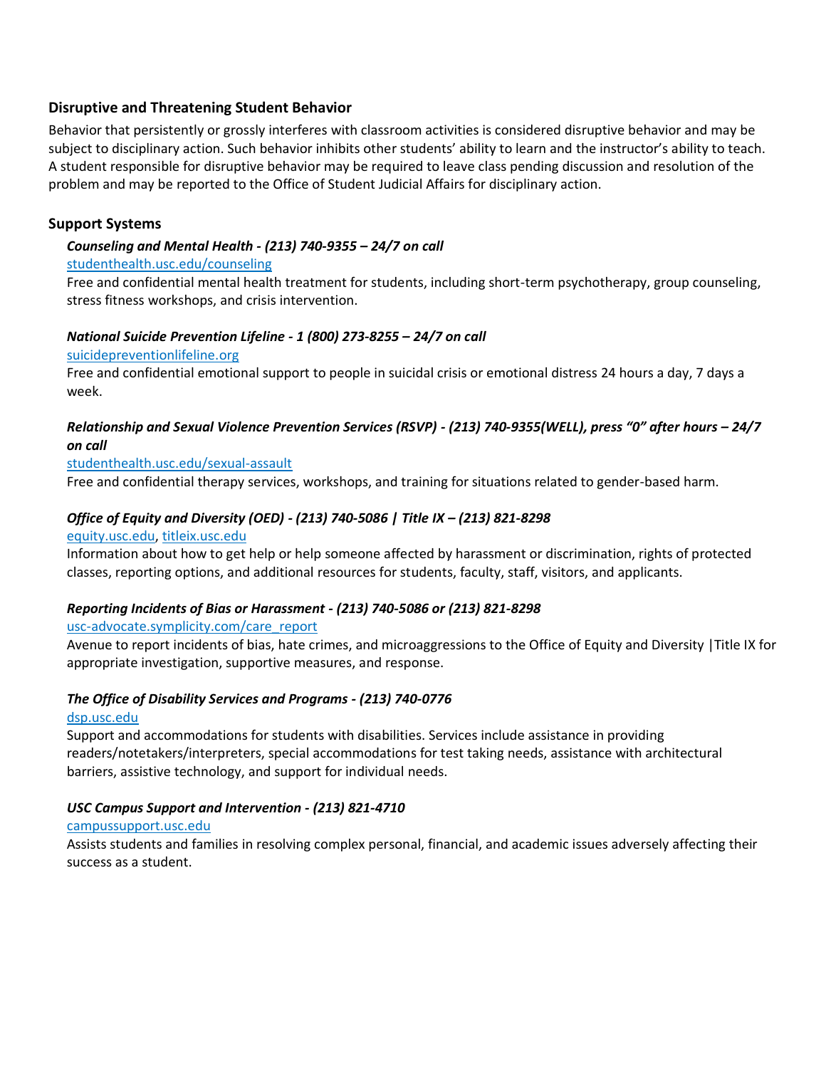## Disruptive and Threatening Student Behavior

Behavior that persistently or grossly interferes with classroom activities is considered disruptive behavior and may be subject to disciplinary action. Such behavior inhibits other students' ability to learn and the instructor's ability to teach. A student responsible for disruptive behavior may be required to leave class pending discussion and resolution of the problem and may be reported to the Office of Student Judicial Affairs for disciplinary action.

## Support Systems

***Counseling and Mental Health - (213) 740-9355 – 24/7 on call***

[studenthealth.usc.edu/counseling](studenthealth.usc.edu/counseling)

Free and confidential mental health treatment for students, including short-term psychotherapy, group counseling, stress fitness workshops, and crisis intervention.

***National Suicide Prevention Lifeline - 1 (800) 273-8255 – 24/7 on call***

[suicidepreventionlifeline.org](suicidepreventionlifeline.org)

Free and confidential emotional support to people in suicidal crisis or emotional distress 24 hours a day, 7 days a week.

***Relationship and Sexual Violence Prevention Services (RSVP) - (213) 740-9355(WELL), press "0" after hours – 24/7 on call***

[studenthealth.usc.edu/sexual-assault](studenthealth.usc.edu/sexual-assault)

Free and confidential therapy services, workshops, and training for situations related to gender-based harm.

***Office of Equity and Diversity (OED) - (213) 740-5086 | Title IX – (213) 821-8298***

[equity.usc.edu](equity.usc.edu), [titleix.usc.edu](titleix.usc.edu)

Information about how to get help or help someone affected by harassment or discrimination, rights of protected classes, reporting options, and additional resources for students, faculty, staff, visitors, and applicants.

***Reporting Incidents of Bias or Harassment - (213) 740-5086 or (213) 821-8298***

[usc-advocate.symplicity.com/care_report](usc-advocate.symplicity.com/care_report)

Avenue to report incidents of bias, hate crimes, and microaggressions to the Office of Equity and Diversity |Title IX for appropriate investigation, supportive measures, and response.

***The Office of Disability Services and Programs - (213) 740-0776***

[dsp.usc.edu](dsp.usc.edu)

Support and accommodations for students with disabilities. Services include assistance in providing readers/notetakers/interpreters, special accommodations for test taking needs, assistance with architectural barriers, assistive technology, and support for individual needs.

***USC Campus Support and Intervention - (213) 821-4710***

[campussupport.usc.edu](campussupport.usc.edu)

Assists students and families in resolving complex personal, financial, and academic issues adversely affecting their success as a student.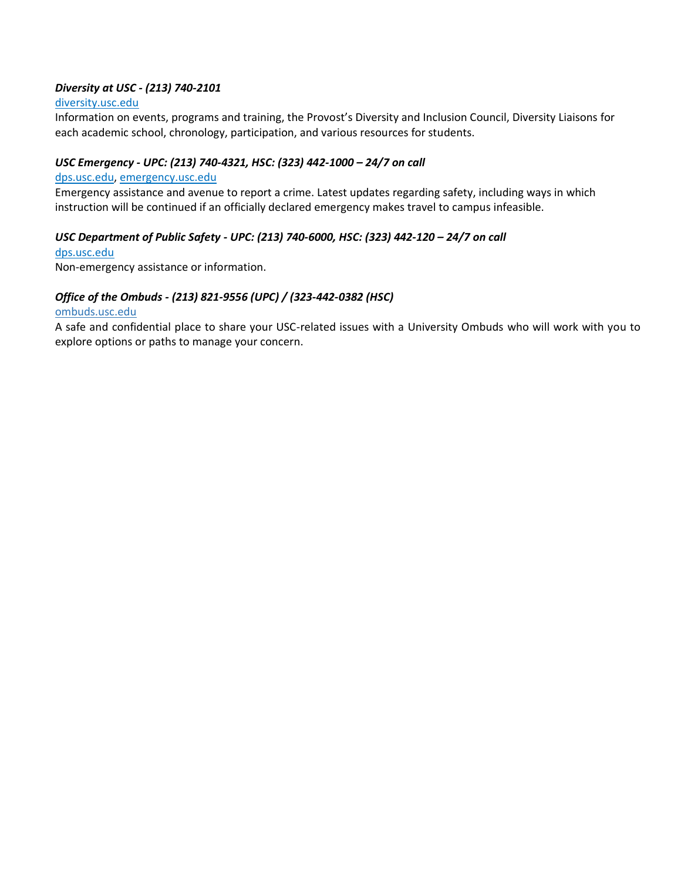***Diversity at USC - (213) 740-2101***

diversity.usc.edu

Information on events, programs and training, the Provost's Diversity and Inclusion Council, Diversity Liaisons for each academic school, chronology, participation, and various resources for students.

***USC Emergency - UPC: (213) 740-4321, HSC: (323) 442-1000 – 24/7 on call***

dps.usc.edu, emergency.usc.edu

Emergency assistance and avenue to report a crime. Latest updates regarding safety, including ways in which instruction will be continued if an officially declared emergency makes travel to campus infeasible.

***USC Department of Public Safety - UPC: (213) 740-6000, HSC: (323) 442-120 – 24/7 on call***

dps.usc.edu

Non-emergency assistance or information.

***Office of the Ombuds - (213) 821-9556 (UPC) / (323-442-0382 (HSC)***

ombuds.usc.edu

A safe and confidential place to share your USC-related issues with a University Ombuds who will work with you to explore options or paths to manage your concern.